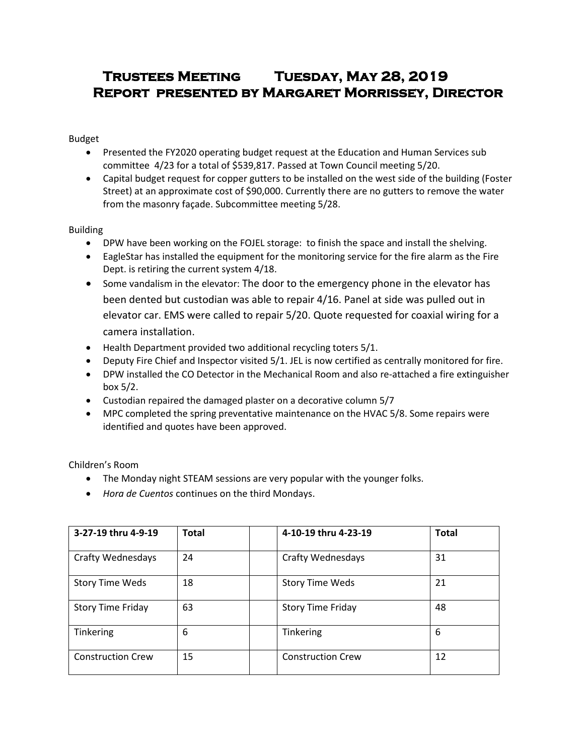# Trustees Meeting Tuesday, May 28, 2019
# Report presented by Margaret Morrissey, Director

Budget

- Presented the FY2020 operating budget request at the Education and Human Services sub committee 4/23 for a total of $539,817. Passed at Town Council meeting 5/20.
- Capital budget request for copper gutters to be installed on the west side of the building (Foster Street) at an approximate cost of $90,000. Currently there are no gutters to remove the water from the masonry façade. Subcommittee meeting 5/28.

Building

- DPW have been working on the FOJEL storage: to finish the space and install the shelving.
- EagleStar has installed the equipment for the monitoring service for the fire alarm as the Fire Dept. is retiring the current system 4/18.
- Some vandalism in the elevator: The door to the emergency phone in the elevator has been dented but custodian was able to repair 4/16. Panel at side was pulled out in elevator car. EMS were called to repair 5/20. Quote requested for coaxial wiring for a camera installation.
- Health Department provided two additional recycling toters 5/1.
- Deputy Fire Chief and Inspector visited 5/1. JEL is now certified as centrally monitored for fire.
- DPW installed the CO Detector in the Mechanical Room and also re-attached a fire extinguisher box 5/2.
- Custodian repaired the damaged plaster on a decorative column 5/7
- MPC completed the spring preventative maintenance on the HVAC 5/8. Some repairs were identified and quotes have been approved.

Children's Room

- The Monday night STEAM sessions are very popular with the younger folks.
- *Hora de Cuentos* continues on the third Mondays.

| 3-27-19 thru 4-9-19 | Total | | 4-10-19 thru 4-23-19 | Total |
|---|---|---|---|---|
| Crafty Wednesdays | 24 | | Crafty Wednesdays | 31 |
| Story Time Weds | 18 | | Story Time Weds | 21 |
| Story Time Friday | 63 | | Story Time Friday | 48 |
| Tinkering | 6 | | Tinkering | 6 |
| Construction Crew | 15 | | Construction Crew | 12 |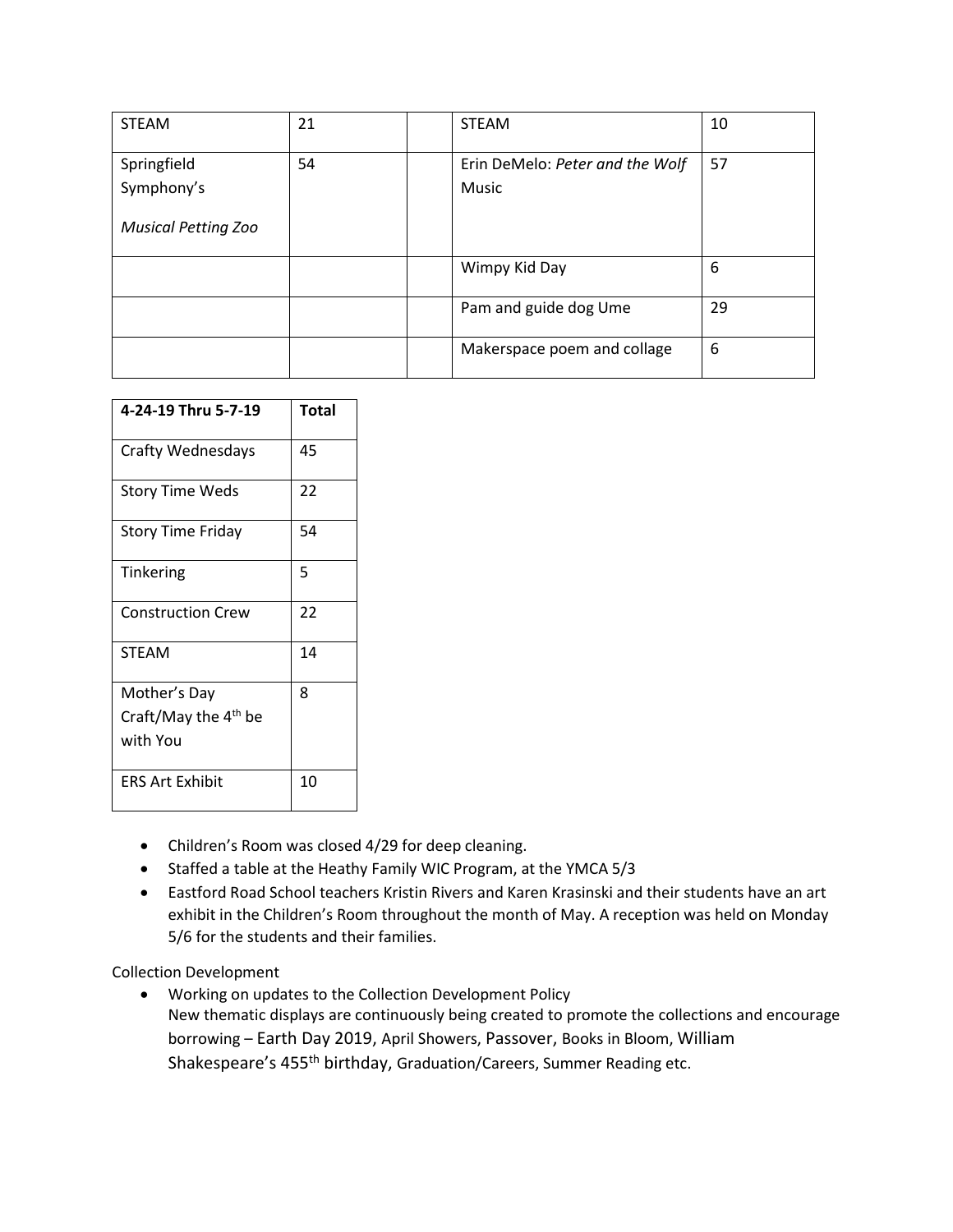| STEAM | 21 | | STEAM | 10 |
|---|---|---|---|---|
| Springfield Symphony's *Musical Petting Zoo* | 54 | | Erin DeMelo: *Peter and the Wolf* Music | 57 |
| | | | Wimpy Kid Day | 6 |
| | | | Pam and guide dog Ume | 29 |
| | | | Makerspace poem and collage | 6 |

| **4-24-19 Thru 5-7-19** | **Total** |
|---|---|
| Crafty Wednesdays | 45 |
| Story Time Weds | 22 |
| Story Time Friday | 54 |
| Tinkering | 5 |
| Construction Crew | 22 |
| STEAM | 14 |
| Mother's Day Craft/May the 4th be with You | 8 |
| ERS Art Exhibit | 10 |

- Children's Room was closed 4/29 for deep cleaning.
- Staffed a table at the Heathy Family WIC Program, at the YMCA 5/3
- Eastford Road School teachers Kristin Rivers and Karen Krasinski and their students have an art exhibit in the Children's Room throughout the month of May. A reception was held on Monday 5/6 for the students and their families.

Collection Development

- Working on updates to the Collection Development Policy
  New thematic displays are continuously being created to promote the collections and encourage borrowing – Earth Day 2019, April Showers, Passover, Books in Bloom, William Shakespeare's 455th birthday, Graduation/Careers, Summer Reading etc.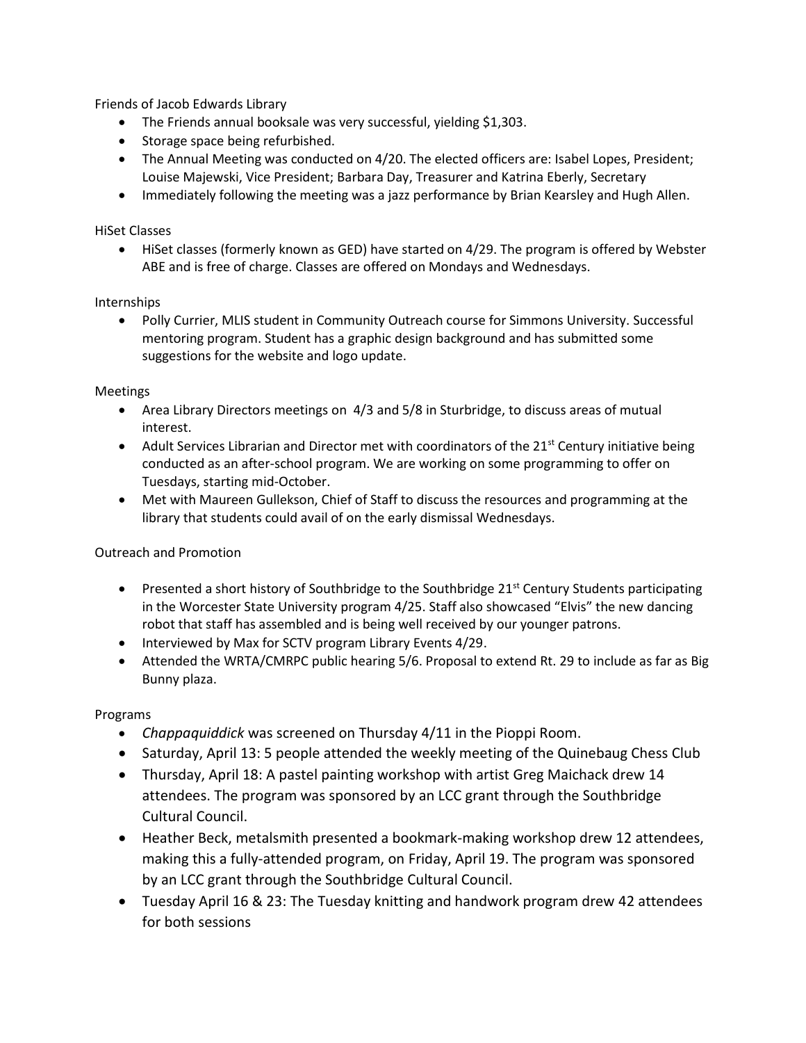Friends of Jacob Edwards Library

- The Friends annual booksale was very successful, yielding $1,303.
- Storage space being refurbished.
- The Annual Meeting was conducted on 4/20. The elected officers are: Isabel Lopes, President; Louise Majewski, Vice President; Barbara Day, Treasurer and Katrina Eberly, Secretary
- Immediately following the meeting was a jazz performance by Brian Kearsley and Hugh Allen.

HiSet Classes

- HiSet classes (formerly known as GED) have started on 4/29. The program is offered by Webster ABE and is free of charge. Classes are offered on Mondays and Wednesdays.

Internships

- Polly Currier, MLIS student in Community Outreach course for Simmons University. Successful mentoring program. Student has a graphic design background and has submitted some suggestions for the website and logo update.

Meetings

- Area Library Directors meetings on 4/3 and 5/8 in Sturbridge, to discuss areas of mutual interest.
- Adult Services Librarian and Director met with coordinators of the 21st Century initiative being conducted as an after-school program. We are working on some programming to offer on Tuesdays, starting mid-October.
- Met with Maureen Gullekson, Chief of Staff to discuss the resources and programming at the library that students could avail of on the early dismissal Wednesdays.

Outreach and Promotion

- Presented a short history of Southbridge to the Southbridge 21st Century Students participating in the Worcester State University program 4/25. Staff also showcased "Elvis" the new dancing robot that staff has assembled and is being well received by our younger patrons.
- Interviewed by Max for SCTV program Library Events 4/29.
- Attended the WRTA/CMRPC public hearing 5/6. Proposal to extend Rt. 29 to include as far as Big Bunny plaza.

Programs

- *Chappaquiddick* was screened on Thursday 4/11 in the Pioppi Room.
- Saturday, April 13: 5 people attended the weekly meeting of the Quinebaug Chess Club
- Thursday, April 18: A pastel painting workshop with artist Greg Maichack drew 14 attendees. The program was sponsored by an LCC grant through the Southbridge Cultural Council.
- Heather Beck, metalsmith presented a bookmark-making workshop drew 12 attendees, making this a fully-attended program, on Friday, April 19. The program was sponsored by an LCC grant through the Southbridge Cultural Council.
- Tuesday April 16 & 23: The Tuesday knitting and handwork program drew 42 attendees for both sessions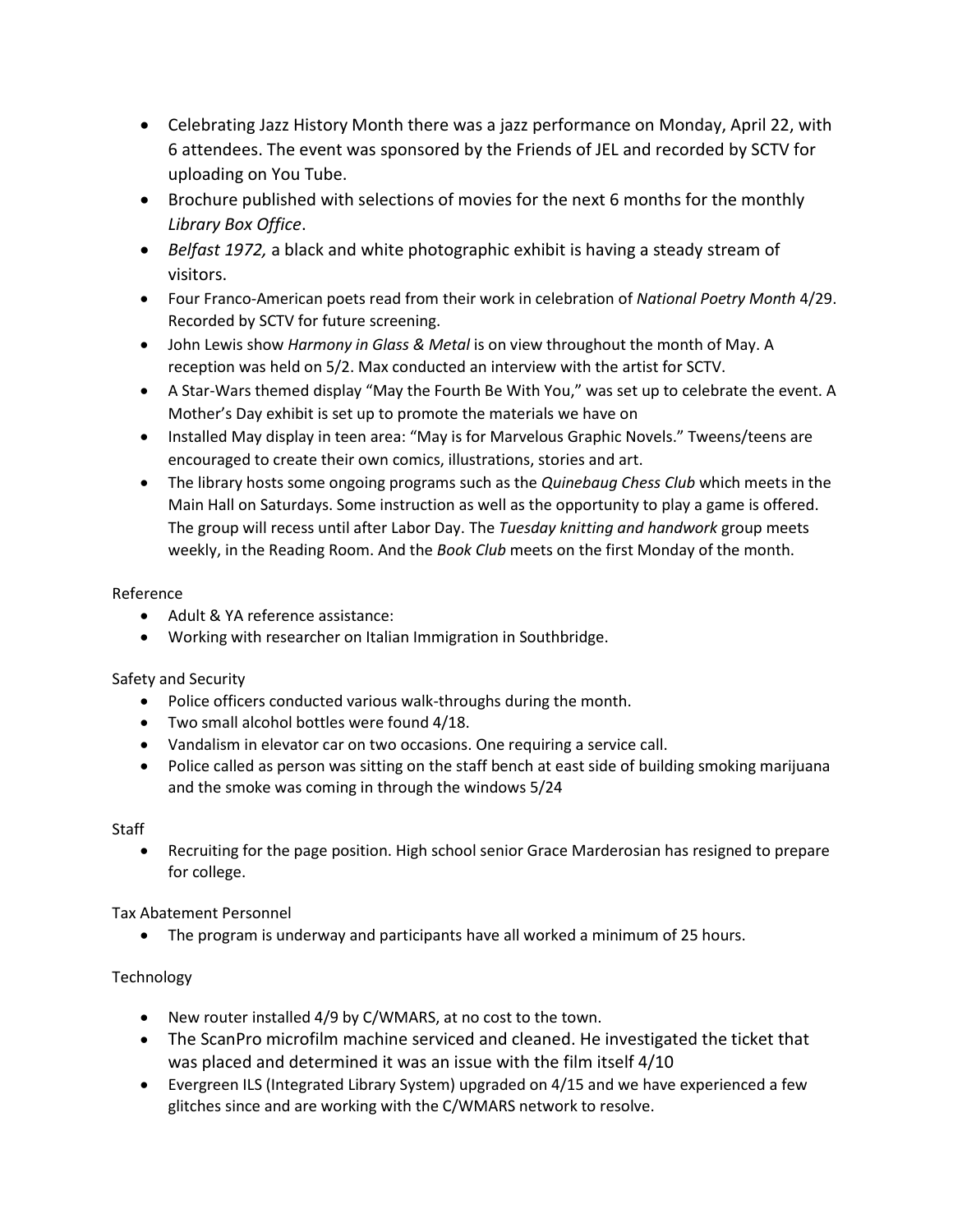- Celebrating Jazz History Month there was a jazz performance on Monday, April 22, with 6 attendees. The event was sponsored by the Friends of JEL and recorded by SCTV for uploading on You Tube.
- Brochure published with selections of movies for the next 6 months for the monthly *Library Box Office*.
- *Belfast 1972,* a black and white photographic exhibit is having a steady stream of visitors.
- Four Franco-American poets read from their work in celebration of *National Poetry Month* 4/29. Recorded by SCTV for future screening.
- John Lewis show *Harmony in Glass & Metal* is on view throughout the month of May. A reception was held on 5/2. Max conducted an interview with the artist for SCTV.
- A Star-Wars themed display "May the Fourth Be With You," was set up to celebrate the event. A Mother's Day exhibit is set up to promote the materials we have on
- Installed May display in teen area: "May is for Marvelous Graphic Novels." Tweens/teens are encouraged to create their own comics, illustrations, stories and art.
- The library hosts some ongoing programs such as the *Quinebaug Chess Club* which meets in the Main Hall on Saturdays. Some instruction as well as the opportunity to play a game is offered. The group will recess until after Labor Day. The *Tuesday knitting and handwork* group meets weekly, in the Reading Room. And the *Book Club* meets on the first Monday of the month.

Reference

- Adult & YA reference assistance:
- Working with researcher on Italian Immigration in Southbridge.

Safety and Security

- Police officers conducted various walk-throughs during the month.
- Two small alcohol bottles were found 4/18.
- Vandalism in elevator car on two occasions. One requiring a service call.
- Police called as person was sitting on the staff bench at east side of building smoking marijuana and the smoke was coming in through the windows 5/24

Staff

- Recruiting for the page position. High school senior Grace Marderosian has resigned to prepare for college.

Tax Abatement Personnel

- The program is underway and participants have all worked a minimum of 25 hours.

Technology

- New router installed 4/9 by C/WMARS, at no cost to the town.
- The ScanPro microfilm machine serviced and cleaned. He investigated the ticket that was placed and determined it was an issue with the film itself 4/10
- Evergreen ILS (Integrated Library System) upgraded on 4/15 and we have experienced a few glitches since and are working with the C/WMARS network to resolve.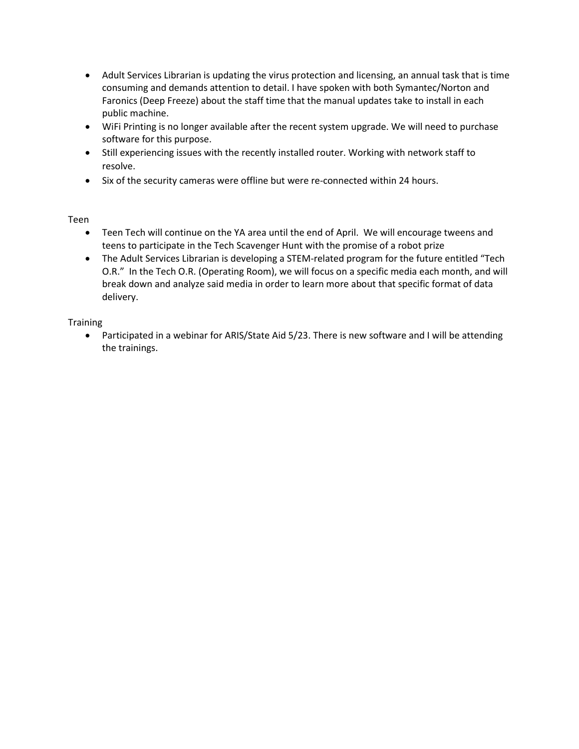- Adult Services Librarian is updating the virus protection and licensing, an annual task that is time consuming and demands attention to detail. I have spoken with both Symantec/Norton and Faronics (Deep Freeze) about the staff time that the manual updates take to install in each public machine.
- WiFi Printing is no longer available after the recent system upgrade. We will need to purchase software for this purpose.
- Still experiencing issues with the recently installed router. Working with network staff to resolve.
- Six of the security cameras were offline but were re-connected within 24 hours.

Teen

- Teen Tech will continue on the YA area until the end of April. We will encourage tweens and teens to participate in the Tech Scavenger Hunt with the promise of a robot prize
- The Adult Services Librarian is developing a STEM-related program for the future entitled "Tech O.R." In the Tech O.R. (Operating Room), we will focus on a specific media each month, and will break down and analyze said media in order to learn more about that specific format of data delivery.

Training

- Participated in a webinar for ARIS/State Aid 5/23. There is new software and I will be attending the trainings.